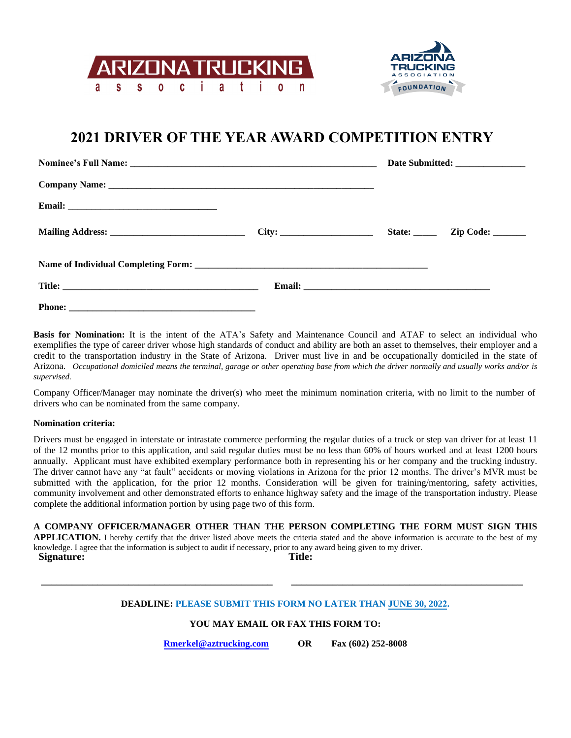ARIZONA TRUCKING association

ARIZONA TRUCKING ASSOCIATION FOUNDATION

# 2021 DRIVER OF THE YEAR AWARD COMPETITION ENTRY

**Nominee's Full Name:** ___________________________________________________ **Date Submitted:** _______________

**Company Name:** ___________________________________________________________

**Email:** ________________________________

**Mailing Address:** _____________________________ **City:** ____________________ **State:** _____ **Zip Code:** _______

**Name of Individual Completing Form:** __________________________________________________

**Title:** ___________________________________________ **Email:** ________________________________________

**Phone:** ________________________________________

**Basis for Nomination:** It is the intent of the ATA's Safety and Maintenance Council and ATAF to select an individual who exemplifies the type of career driver whose high standards of conduct and ability are both an asset to themselves, their employer and a credit to the transportation industry in the State of Arizona. Driver must live in and be occupationally domiciled in the state of Arizona. *Occupational domiciled means the terminal, garage or other operating base from which the driver normally and usually works and/or is supervised.*

Company Officer/Manager may nominate the driver(s) who meet the minimum nomination criteria, with no limit to the number of drivers who can be nominated from the same company.

**Nomination criteria:**

Drivers must be engaged in interstate or intrastate commerce performing the regular duties of a truck or step van driver for at least 11 of the 12 months prior to this application, and said regular duties must be no less than 60% of hours worked and at least 1200 hours annually. Applicant must have exhibited exemplary performance both in representing his or her company and the trucking industry. The driver cannot have any "at fault" accidents or moving violations in Arizona for the prior 12 months. The driver's MVR must be submitted with the application, for the prior 12 months. Consideration will be given for training/mentoring, safety activities, community involvement and other demonstrated efforts to enhance highway safety and the image of the transportation industry. Please complete the additional information portion by using page two of this form.

**A COMPANY OFFICER/MANAGER OTHER THAN THE PERSON COMPLETING THE FORM MUST SIGN THIS APPLICATION.** I hereby certify that the driver listed above meets the criteria stated and the above information is accurate to the best of my knowledge. I agree that the information is subject to audit if necessary, prior to any award being given to my driver.

**Signature:** _______________________________________________ **Title:** _______________________________________________

**DEADLINE: PLEASE SUBMIT THIS FORM NO LATER THAN JUNE 30, 2022.**

**YOU MAY EMAIL OR FAX THIS FORM TO:**

**Rmerkel@aztrucking.com** **OR** **Fax (602) 252-8008**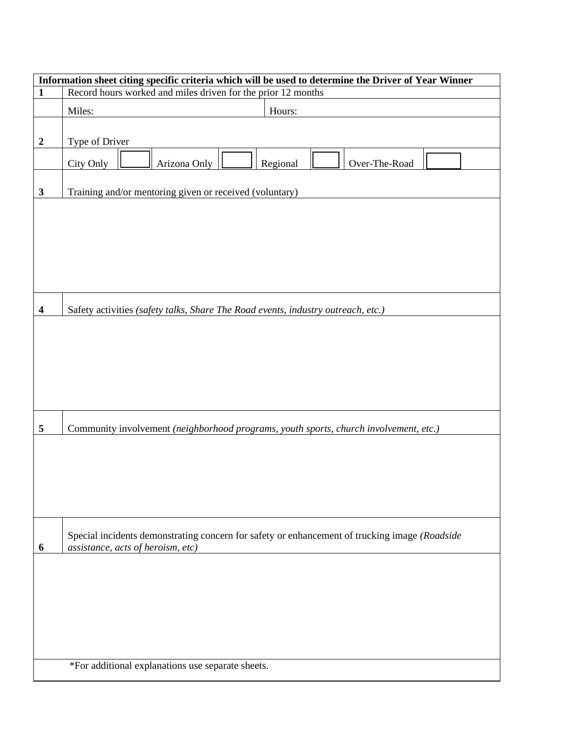| **Information sheet citing specific criteria which will be used to determine the Driver of Year Winner** | | | | | | | | |
|---|---|---|---|---|---|---|---|---|
| **1** | Record hours worked and miles driven for the prior 12 months | | | | | | | |
| | Miles: | | | | Hours: | | | |
| **2** | Type of Driver | | | | | | | |
| | City Only | ☐ | Arizona Only | ☐ | Regional | ☐ | Over-The-Road | ☐ |
| **3** | Training and/or mentoring given or received (voluntary) | | | | | | | |
| | | | | | | | | |
| **4** | Safety activities *(safety talks, Share The Road events, industry outreach, etc.)* | | | | | | | |
| | | | | | | | | |
| **5** | Community involvement *(neighborhood programs, youth sports, church involvement, etc.)* | | | | | | | |
| | | | | | | | | |
| **6** | Special incidents demonstrating concern for safety or enhancement of trucking image *(Roadside assistance, acts of heroism, etc)* | | | | | | | |
| | | | | | | | | |
| | *For additional explanations use separate sheets. | | | | | | | |